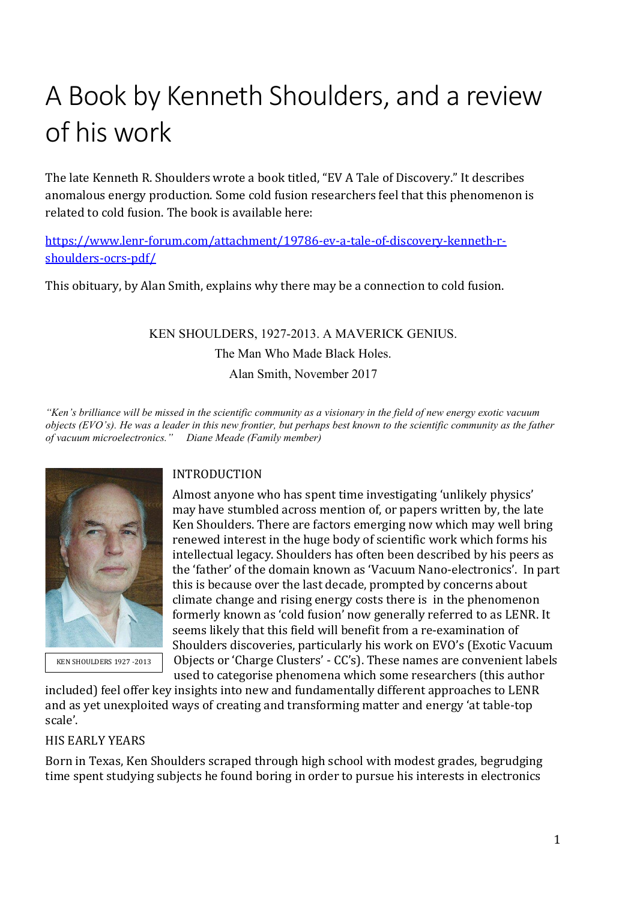# A Book by Kenneth Shoulders, and a review of his work

The late Kenneth R. Shoulders wrote a book titled, "EV A Tale of Discovery." It describes anomalous energy production. Some cold fusion researchers feel that this phenomenon is related to cold fusion. The book is available here:

https://www.lenr-forum.com/attachment/19786-ev-a-tale-of-discovery-kenneth-r-shoulders-ocrs-pdf/

This obituary, by Alan Smith, explains why there may be a connection to cold fusion.

KEN SHOULDERS, 1927-2013. A MAVERICK GENIUS.

The Man Who Made Black Holes.

Alan Smith, November 2017

*"Ken's brilliance will be missed in the scientific community as a visionary in the field of new energy exotic vacuum objects (EVO's). He was a leader in this new frontier, but perhaps best known to the scientific community as the father of vacuum microelectronics." Diane Meade (Family member)*

KEN SHOULDERS 1927 -2013

## INTRODUCTION

Almost anyone who has spent time investigating 'unlikely physics' may have stumbled across mention of, or papers written by, the late Ken Shoulders. There are factors emerging now which may well bring renewed interest in the huge body of scientific work which forms his intellectual legacy. Shoulders has often been described by his peers as the 'father' of the domain known as 'Vacuum Nano-electronics'. In part this is because over the last decade, prompted by concerns about climate change and rising energy costs there is in the phenomenon formerly known as 'cold fusion' now generally referred to as LENR. It seems likely that this field will benefit from a re-examination of Shoulders discoveries, particularly his work on EVO's (Exotic Vacuum Objects or 'Charge Clusters' - CC's). These names are convenient labels used to categorise phenomena which some researchers (this author included) feel offer key insights into new and fundamentally different approaches to LENR and as yet unexploited ways of creating and transforming matter and energy 'at table-top scale'.

## HIS EARLY YEARS

Born in Texas, Ken Shoulders scraped through high school with modest grades, begrudging time spent studying subjects he found boring in order to pursue his interests in electronics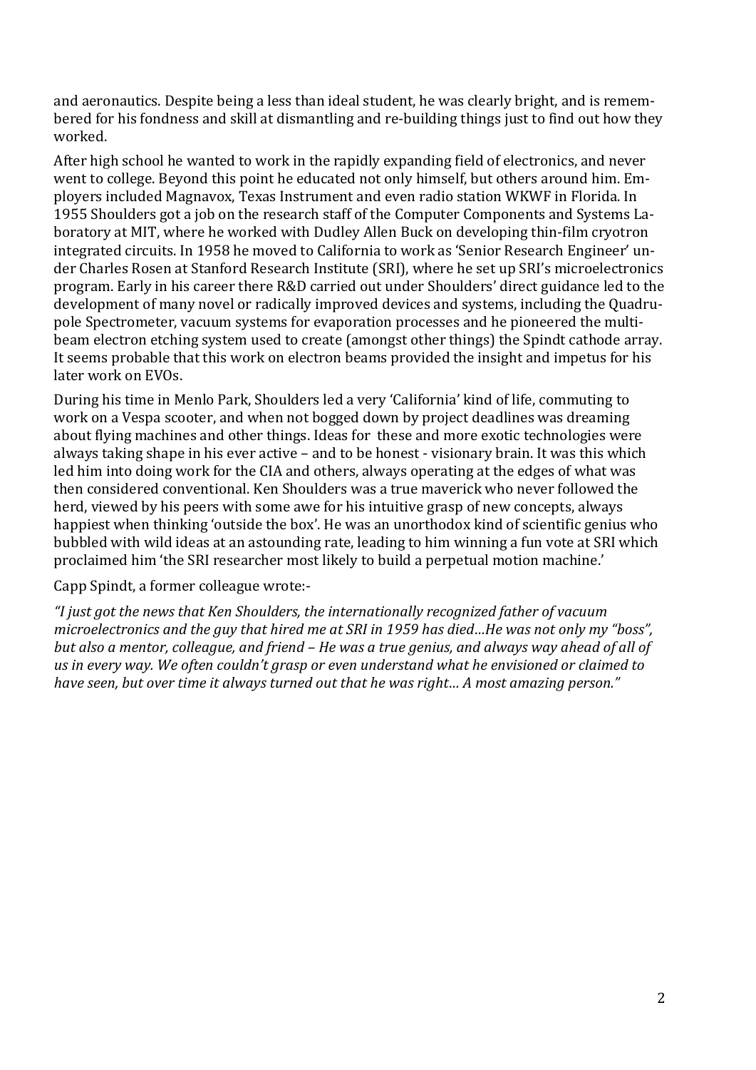and aeronautics. Despite being a less than ideal student, he was clearly bright, and is remembered for his fondness and skill at dismantling and re-building things just to find out how they worked.

After high school he wanted to work in the rapidly expanding field of electronics, and never went to college. Beyond this point he educated not only himself, but others around him. Employers included Magnavox, Texas Instrument and even radio station WKWF in Florida. In 1955 Shoulders got a job on the research staff of the Computer Components and Systems Laboratory at MIT, where he worked with Dudley Allen Buck on developing thin-film cryotron integrated circuits. In 1958 he moved to California to work as 'Senior Research Engineer' under Charles Rosen at Stanford Research Institute (SRI), where he set up SRI's microelectronics program. Early in his career there R&D carried out under Shoulders' direct guidance led to the development of many novel or radically improved devices and systems, including the Quadrupole Spectrometer, vacuum systems for evaporation processes and he pioneered the multi-beam electron etching system used to create (amongst other things) the Spindt cathode array. It seems probable that this work on electron beams provided the insight and impetus for his later work on EVOs.

During his time in Menlo Park, Shoulders led a very 'California' kind of life, commuting to work on a Vespa scooter, and when not bogged down by project deadlines was dreaming about flying machines and other things. Ideas for these and more exotic technologies were always taking shape in his ever active – and to be honest - visionary brain. It was this which led him into doing work for the CIA and others, always operating at the edges of what was then considered conventional. Ken Shoulders was a true maverick who never followed the herd, viewed by his peers with some awe for his intuitive grasp of new concepts, always happiest when thinking 'outside the box'. He was an unorthodox kind of scientific genius who bubbled with wild ideas at an astounding rate, leading to him winning a fun vote at SRI which proclaimed him 'the SRI researcher most likely to build a perpetual motion machine.'

Capp Spindt, a former colleague wrote:-

*"I just got the news that Ken Shoulders, the internationally recognized father of vacuum microelectronics and the guy that hired me at SRI in 1959 has died…He was not only my "boss", but also a mentor, colleague, and friend – He was a true genius, and always way ahead of all of us in every way. We often couldn't grasp or even understand what he envisioned or claimed to have seen, but over time it always turned out that he was right… A most amazing person."*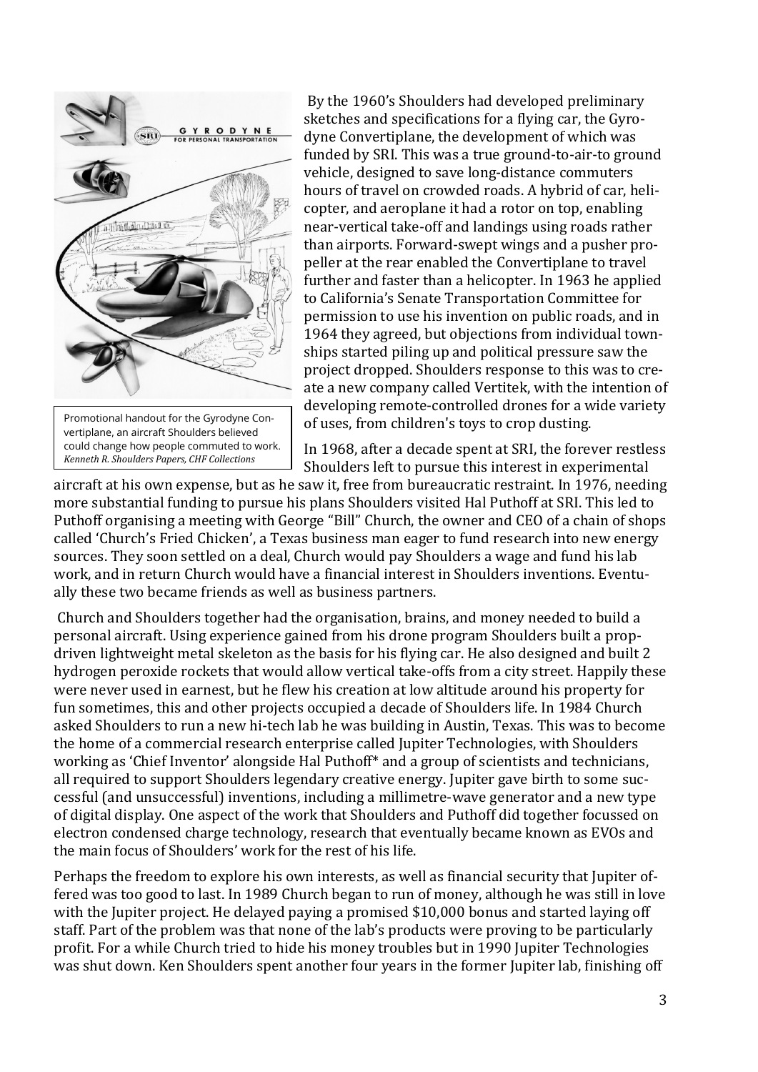By the 1960's Shoulders had developed preliminary sketches and specifications for a flying car, the Gyrodyne Convertiplane, the development of which was funded by SRI. This was a true ground-to-air-to ground vehicle, designed to save long-distance commuters hours of travel on crowded roads. A hybrid of car, helicopter, and aeroplane it had a rotor on top, enabling near-vertical take-off and landings using roads rather than airports. Forward-swept wings and a pusher propeller at the rear enabled the Convertiplane to travel further and faster than a helicopter. In 1963 he applied to California's Senate Transportation Committee for permission to use his invention on public roads, and in 1964 they agreed, but objections from individual townships started piling up and political pressure saw the project dropped. Shoulders response to this was to create a new company called Vertitek, with the intention of developing remote-controlled drones for a wide variety of uses, from children's toys to crop dusting.

Promotional handout for the Gyrodyne Convertiplane, an aircraft Shoulders believed could change how people commuted to work. *Kenneth R. Shoulders Papers, CHF Collections*

In 1968, after a decade spent at SRI, the forever restless Shoulders left to pursue this interest in experimental aircraft at his own expense, but as he saw it, free from bureaucratic restraint. In 1976, needing more substantial funding to pursue his plans Shoulders visited Hal Puthoff at SRI. This led to Puthoff organising a meeting with George "Bill" Church, the owner and CEO of a chain of shops called 'Church's Fried Chicken', a Texas business man eager to fund research into new energy sources. They soon settled on a deal, Church would pay Shoulders a wage and fund his lab work, and in return Church would have a financial interest in Shoulders inventions. Eventually these two became friends as well as business partners.

Church and Shoulders together had the organisation, brains, and money needed to build a personal aircraft. Using experience gained from his drone program Shoulders built a prop-driven lightweight metal skeleton as the basis for his flying car. He also designed and built 2 hydrogen peroxide rockets that would allow vertical take-offs from a city street. Happily these were never used in earnest, but he flew his creation at low altitude around his property for fun sometimes, this and other projects occupied a decade of Shoulders life. In 1984 Church asked Shoulders to run a new hi-tech lab he was building in Austin, Texas. This was to become the home of a commercial research enterprise called Jupiter Technologies, with Shoulders working as 'Chief Inventor' alongside Hal Puthoff* and a group of scientists and technicians, all required to support Shoulders legendary creative energy. Jupiter gave birth to some successful (and unsuccessful) inventions, including a millimetre-wave generator and a new type of digital display. One aspect of the work that Shoulders and Puthoff did together focussed on electron condensed charge technology, research that eventually became known as EVOs and the main focus of Shoulders' work for the rest of his life.

Perhaps the freedom to explore his own interests, as well as financial security that Jupiter offered was too good to last. In 1989 Church began to run of money, although he was still in love with the Jupiter project. He delayed paying a promised $10,000 bonus and started laying off staff. Part of the problem was that none of the lab's products were proving to be particularly profit. For a while Church tried to hide his money troubles but in 1990 Jupiter Technologies was shut down. Ken Shoulders spent another four years in the former Jupiter lab, finishing off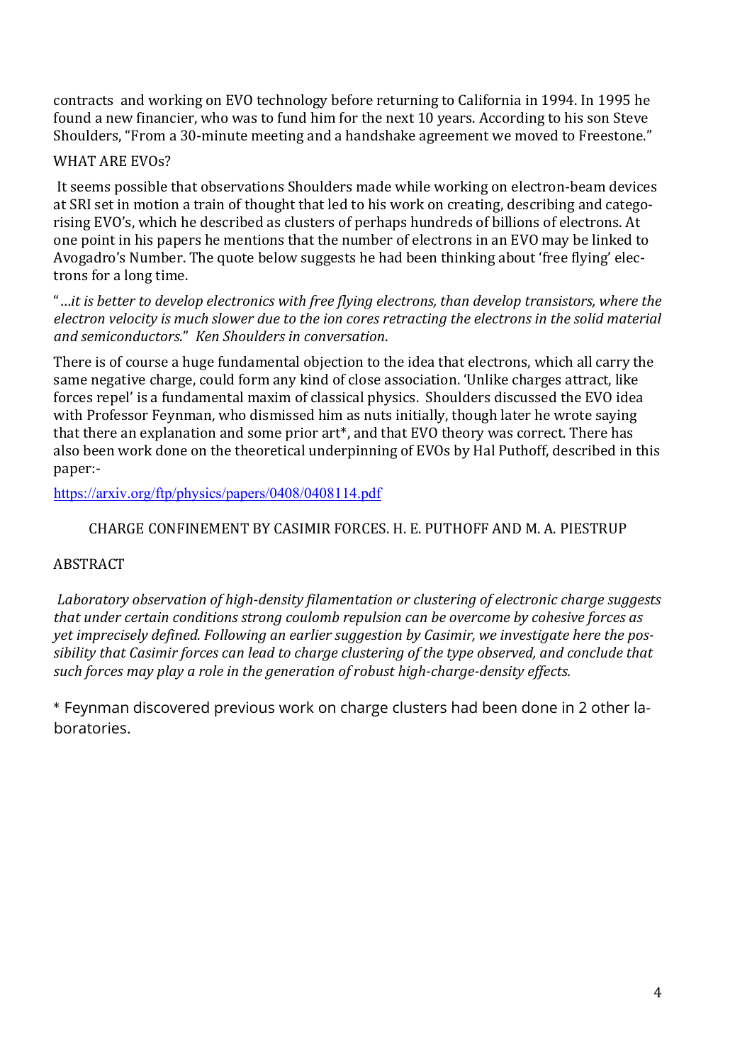contracts and working on EVO technology before returning to California in 1994. In 1995 he found a new financier, who was to fund him for the next 10 years. According to his son Steve Shoulders, "From a 30-minute meeting and a handshake agreement we moved to Freestone."

## WHAT ARE EVOs?

It seems possible that observations Shoulders made while working on electron-beam devices at SRI set in motion a train of thought that led to his work on creating, describing and categorising EVO's, which he described as clusters of perhaps hundreds of billions of electrons. At one point in his papers he mentions that the number of electrons in an EVO may be linked to Avogadro's Number. The quote below suggests he had been thinking about 'free flying' electrons for a long time.

" ...*it is better to develop electronics with free flying electrons, than develop transistors, where the electron velocity is much slower due to the ion cores retracting the electrons in the solid material and semiconductors*." *Ken Shoulders in conversation*.

There is of course a huge fundamental objection to the idea that electrons, which all carry the same negative charge, could form any kind of close association. 'Unlike charges attract, like forces repel' is a fundamental maxim of classical physics. Shoulders discussed the EVO idea with Professor Feynman, who dismissed him as nuts initially, though later he wrote saying that there an explanation and some prior art*, and that EVO theory was correct. There has also been work done on the theoretical underpinning of EVOs by Hal Puthoff, described in this paper:-

https://arxiv.org/ftp/physics/papers/0408/0408114.pdf

CHARGE CONFINEMENT BY CASIMIR FORCES. H. E. PUTHOFF AND M. A. PIESTRUP

ABSTRACT

*Laboratory observation of high-density filamentation or clustering of electronic charge suggests that under certain conditions strong coulomb repulsion can be overcome by cohesive forces as yet imprecisely defined. Following an earlier suggestion by Casimir, we investigate here the possibility that Casimir forces can lead to charge clustering of the type observed, and conclude that such forces may play a role in the generation of robust high-charge-density effects.*

* Feynman discovered previous work on charge clusters had been done in 2 other laboratories.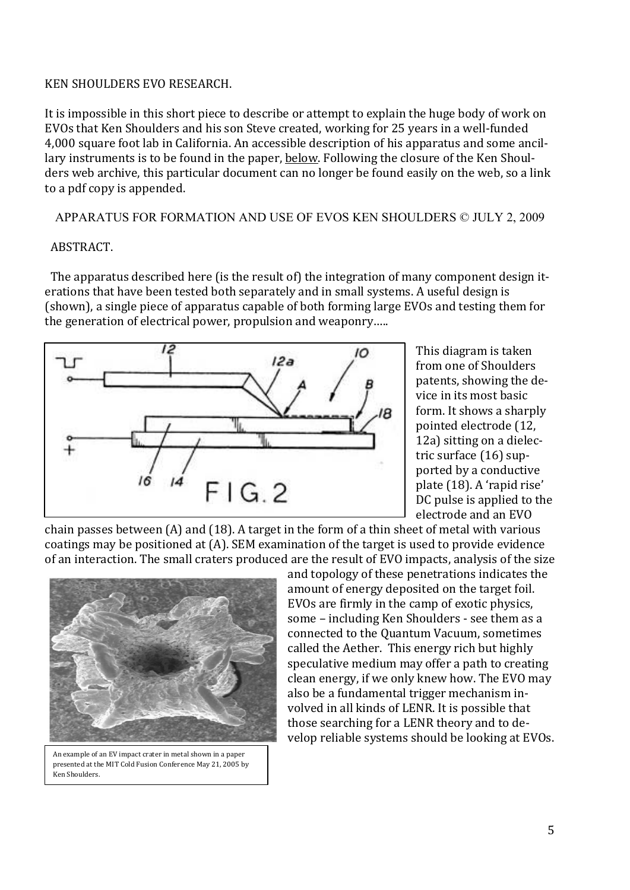KEN SHOULDERS EVO RESEARCH.

It is impossible in this short piece to describe or attempt to explain the huge body of work on EVOs that Ken Shoulders and his son Steve created, working for 25 years in a well-funded 4,000 square foot lab in California. An accessible description of his apparatus and some ancillary instruments is to be found in the paper, below. Following the closure of the Ken Shoulders web archive, this particular document can no longer be found easily on the web, so a link to a pdf copy is appended.

APPARATUS FOR FORMATION AND USE OF EVOS KEN SHOULDERS © JULY 2, 2009

ABSTRACT.

The apparatus described here (is the result of) the integration of many component design iterations that have been tested both separately and in small systems. A useful design is (shown), a single piece of apparatus capable of both forming large EVOs and testing them for the generation of electrical power, propulsion and weaponry…..

This diagram is taken from one of Shoulders patents, showing the device in its most basic form. It shows a sharply pointed electrode (12, 12a) sitting on a dielectric surface (16) supported by a conductive plate (18). A 'rapid rise' DC pulse is applied to the electrode and an EVO chain passes between (A) and (18). A target in the form of a thin sheet of metal with various coatings may be positioned at (A). SEM examination of the target is used to provide evidence of an interaction. The small craters produced are the result of EVO impacts, analysis of the size and topology of these penetrations indicates the amount of energy deposited on the target foil. EVOs are firmly in the camp of exotic physics, some – including Ken Shoulders - see them as a connected to the Quantum Vacuum, sometimes called the Aether. This energy rich but highly speculative medium may offer a path to creating clean energy, if we only knew how. The EVO may also be a fundamental trigger mechanism involved in all kinds of LENR. It is possible that those searching for a LENR theory and to develop reliable systems should be looking at EVOs.

An example of an EV impact crater in metal shown in a paper presented at the MIT Cold Fusion Conference May 21, 2005 by Ken Shoulders.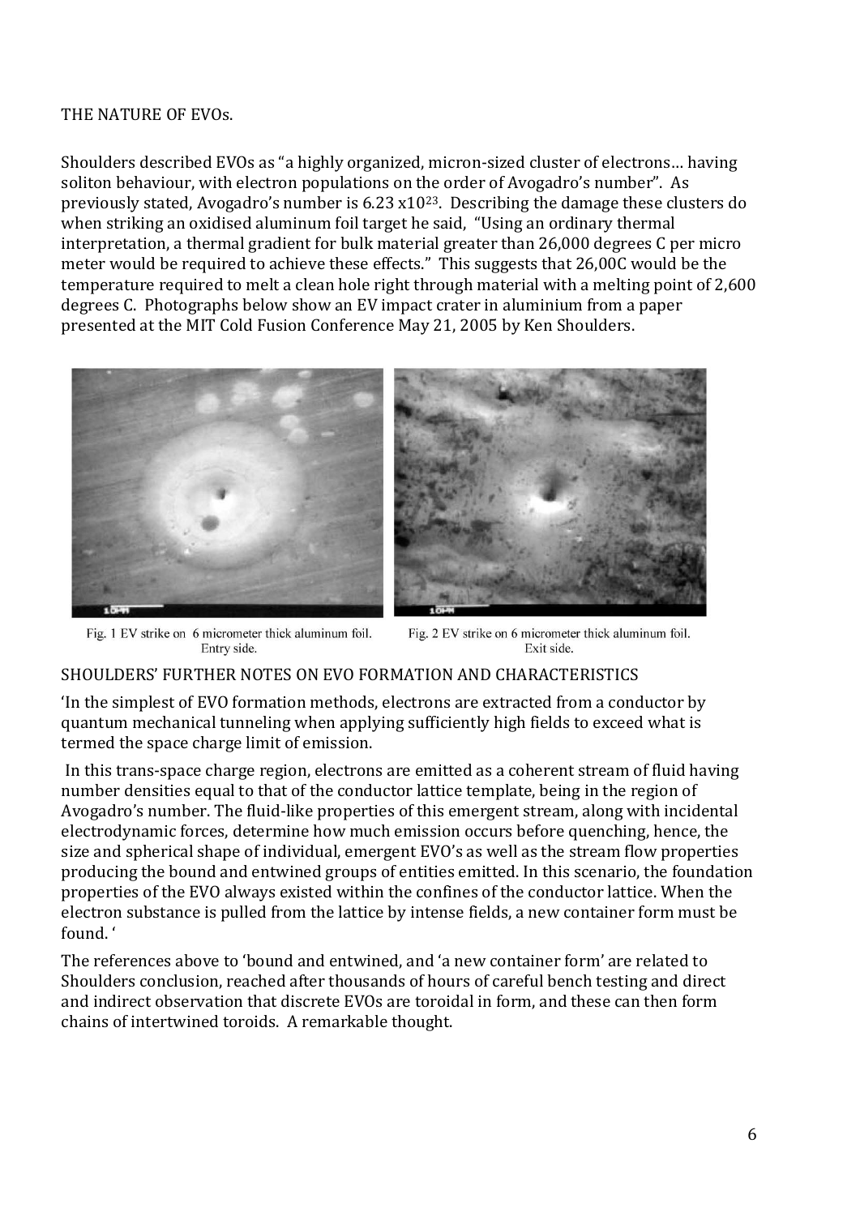THE NATURE OF EVOs.

Shoulders described EVOs as "a highly organized, micron-sized cluster of electrons… having soliton behaviour, with electron populations on the order of Avogadro's number". As previously stated, Avogadro's number is $6.23 \times 10^{23}$. Describing the damage these clusters do when striking an oxidised aluminum foil target he said, "Using an ordinary thermal interpretation, a thermal gradient for bulk material greater than 26,000 degrees C per micro meter would be required to achieve these effects." This suggests that 26,00C would be the temperature required to melt a clean hole right through material with a melting point of 2,600 degrees C. Photographs below show an EV impact crater in aluminium from a paper presented at the MIT Cold Fusion Conference May 21, 2005 by Ken Shoulders.

Fig. 1 EV strike on 6 micrometer thick aluminum foil. Entry side.

Fig. 2 EV strike on 6 micrometer thick aluminum foil. Exit side.

SHOULDERS' FURTHER NOTES ON EVO FORMATION AND CHARACTERISTICS

'In the simplest of EVO formation methods, electrons are extracted from a conductor by quantum mechanical tunneling when applying sufficiently high fields to exceed what is termed the space charge limit of emission.

In this trans-space charge region, electrons are emitted as a coherent stream of fluid having number densities equal to that of the conductor lattice template, being in the region of Avogadro's number. The fluid-like properties of this emergent stream, along with incidental electrodynamic forces, determine how much emission occurs before quenching, hence, the size and spherical shape of individual, emergent EVO's as well as the stream flow properties producing the bound and entwined groups of entities emitted. In this scenario, the foundation properties of the EVO always existed within the confines of the conductor lattice. When the electron substance is pulled from the lattice by intense fields, a new container form must be found. '

The references above to 'bound and entwined, and 'a new container form' are related to Shoulders conclusion, reached after thousands of hours of careful bench testing and direct and indirect observation that discrete EVOs are toroidal in form, and these can then form chains of intertwined toroids. A remarkable thought.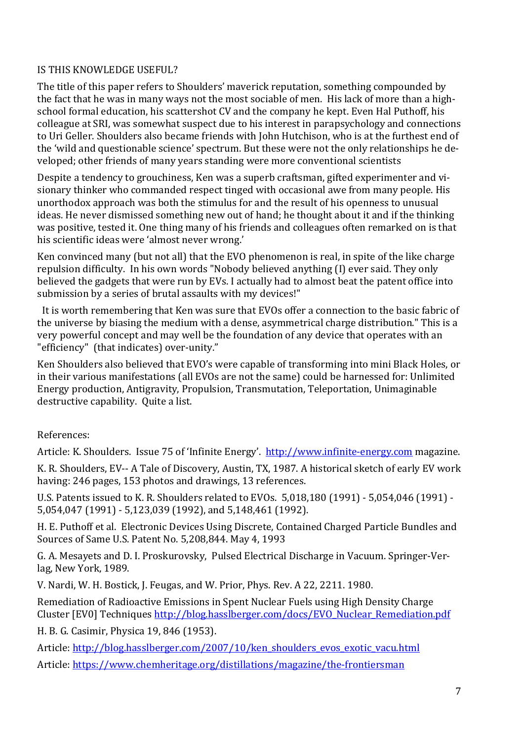## IS THIS KNOWLEDGE USEFUL?

The title of this paper refers to Shoulders' maverick reputation, something compounded by the fact that he was in many ways not the most sociable of men. His lack of more than a high-school formal education, his scattershot CV and the company he kept. Even Hal Puthoff, his colleague at SRI, was somewhat suspect due to his interest in parapsychology and connections to Uri Geller. Shoulders also became friends with John Hutchison, who is at the furthest end of the 'wild and questionable science' spectrum. But these were not the only relationships he developed; other friends of many years standing were more conventional scientists

Despite a tendency to grouchiness, Ken was a superb craftsman, gifted experimenter and visionary thinker who commanded respect tinged with occasional awe from many people. His unorthodox approach was both the stimulus for and the result of his openness to unusual ideas. He never dismissed something new out of hand; he thought about it and if the thinking was positive, tested it. One thing many of his friends and colleagues often remarked on is that his scientific ideas were 'almost never wrong.'

Ken convinced many (but not all) that the EVO phenomenon is real, in spite of the like charge repulsion difficulty. In his own words "Nobody believed anything (I) ever said. They only believed the gadgets that were run by EVs. I actually had to almost beat the patent office into submission by a series of brutal assaults with my devices!"

It is worth remembering that Ken was sure that EVOs offer a connection to the basic fabric of the universe by biasing the medium with a dense, asymmetrical charge distribution." This is a very powerful concept and may well be the foundation of any device that operates with an "efficiency" (that indicates) over-unity."

Ken Shoulders also believed that EVO's were capable of transforming into mini Black Holes, or in their various manifestations (all EVOs are not the same) could be harnessed for: Unlimited Energy production, Antigravity, Propulsion, Transmutation, Teleportation, Unimaginable destructive capability. Quite a list.

References:

Article: K. Shoulders. Issue 75 of 'Infinite Energy'. http://www.infinite-energy.com magazine.

K. R. Shoulders, EV-- A Tale of Discovery, Austin, TX, 1987. A historical sketch of early EV work having: 246 pages, 153 photos and drawings, 13 references.

U.S. Patents issued to K. R. Shoulders related to EVOs. 5,018,180 (1991) - 5,054,046 (1991) - 5,054,047 (1991) - 5,123,039 (1992), and 5,148,461 (1992).

H. E. Puthoff et al. Electronic Devices Using Discrete, Contained Charged Particle Bundles and Sources of Same U.S. Patent No. 5,208,844. May 4, 1993

G. A. Mesayets and D. I. Proskurovsky, Pulsed Electrical Discharge in Vacuum. Springer-Verlag, New York, 1989.

V. Nardi, W. H. Bostick, J. Feugas, and W. Prior, Phys. Rev. A 22, 2211. 1980.

Remediation of Radioactive Emissions in Spent Nuclear Fuels using High Density Charge Cluster [EV0] Techniques http://blog.hasslberger.com/docs/EVO_Nuclear_Remediation.pdf

H. B. G. Casimir, Physica 19, 846 (1953).

Article: http://blog.hasslberger.com/2007/10/ken_shoulders_evos_exotic_vacu.html

Article: https://www.chemheritage.org/distillations/magazine/the-frontiersman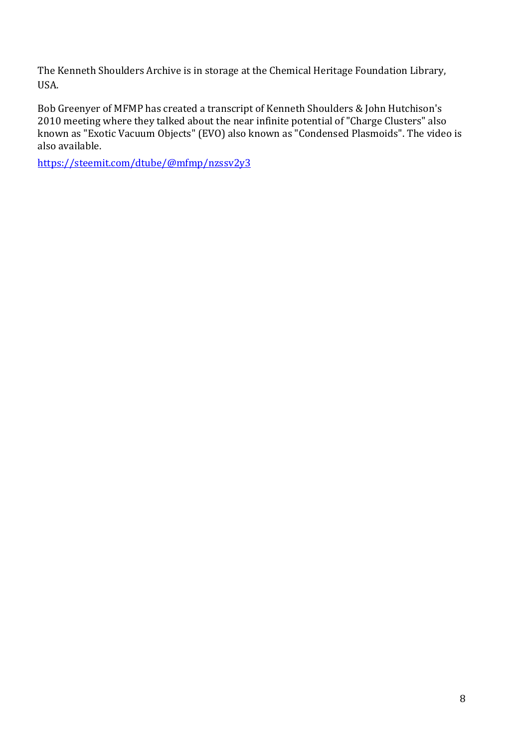The Kenneth Shoulders Archive is in storage at the Chemical Heritage Foundation Library, USA.

Bob Greenyer of MFMP has created a transcript of Kenneth Shoulders & John Hutchison's 2010 meeting where they talked about the near infinite potential of "Charge Clusters" also known as "Exotic Vacuum Objects" (EVO) also known as "Condensed Plasmoids". The video is also available.

[https://steemit.com/dtube/@mfmp/nzssv2y3](https://steemit.com/dtube/@mfmp/nzssv2y3)